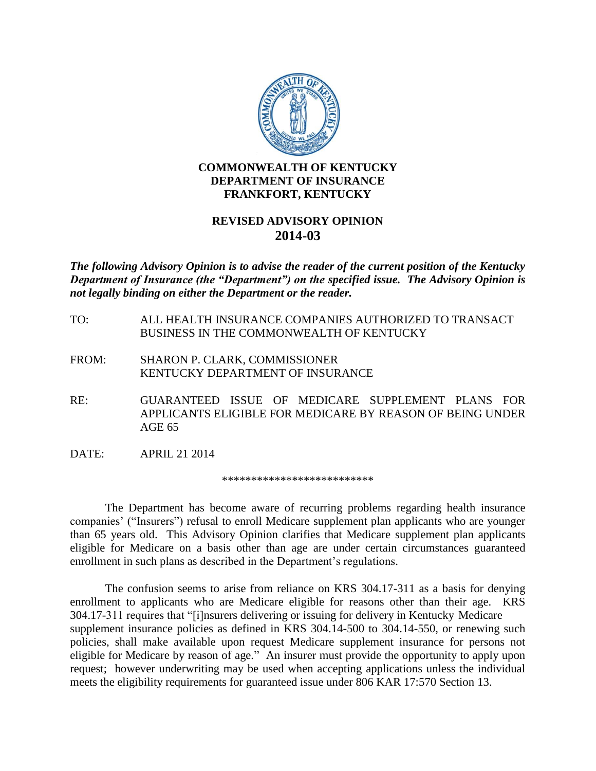**COMMONWEALTH OF KENTUCKY**
**DEPARTMENT OF INSURANCE**
**FRANKFORT, KENTUCKY**

# REVISED ADVISORY OPINION 2014-03

***The following Advisory Opinion is to advise the reader of the current position of the Kentucky Department of Insurance (the "Department") on the specified issue. The Advisory Opinion is not legally binding on either the Department or the reader.***

TO: ALL HEALTH INSURANCE COMPANIES AUTHORIZED TO TRANSACT BUSINESS IN THE COMMONWEALTH OF KENTUCKY

FROM: SHARON P. CLARK, COMMISSIONER
KENTUCKY DEPARTMENT OF INSURANCE

RE: GUARANTEED ISSUE OF MEDICARE SUPPLEMENT PLANS FOR APPLICANTS ELIGIBLE FOR MEDICARE BY REASON OF BEING UNDER AGE 65

DATE: APRIL 21 2014

**************************

The Department has become aware of recurring problems regarding health insurance companies' ("Insurers") refusal to enroll Medicare supplement plan applicants who are younger than 65 years old. This Advisory Opinion clarifies that Medicare supplement plan applicants eligible for Medicare on a basis other than age are under certain circumstances guaranteed enrollment in such plans as described in the Department's regulations.

The confusion seems to arise from reliance on KRS 304.17-311 as a basis for denying enrollment to applicants who are Medicare eligible for reasons other than their age. KRS 304.17-311 requires that "[i]nsurers delivering or issuing for delivery in Kentucky Medicare supplement insurance policies as defined in KRS 304.14-500 to 304.14-550, or renewing such policies, shall make available upon request Medicare supplement insurance for persons not eligible for Medicare by reason of age." An insurer must provide the opportunity to apply upon request; however underwriting may be used when accepting applications unless the individual meets the eligibility requirements for guaranteed issue under 806 KAR 17:570 Section 13.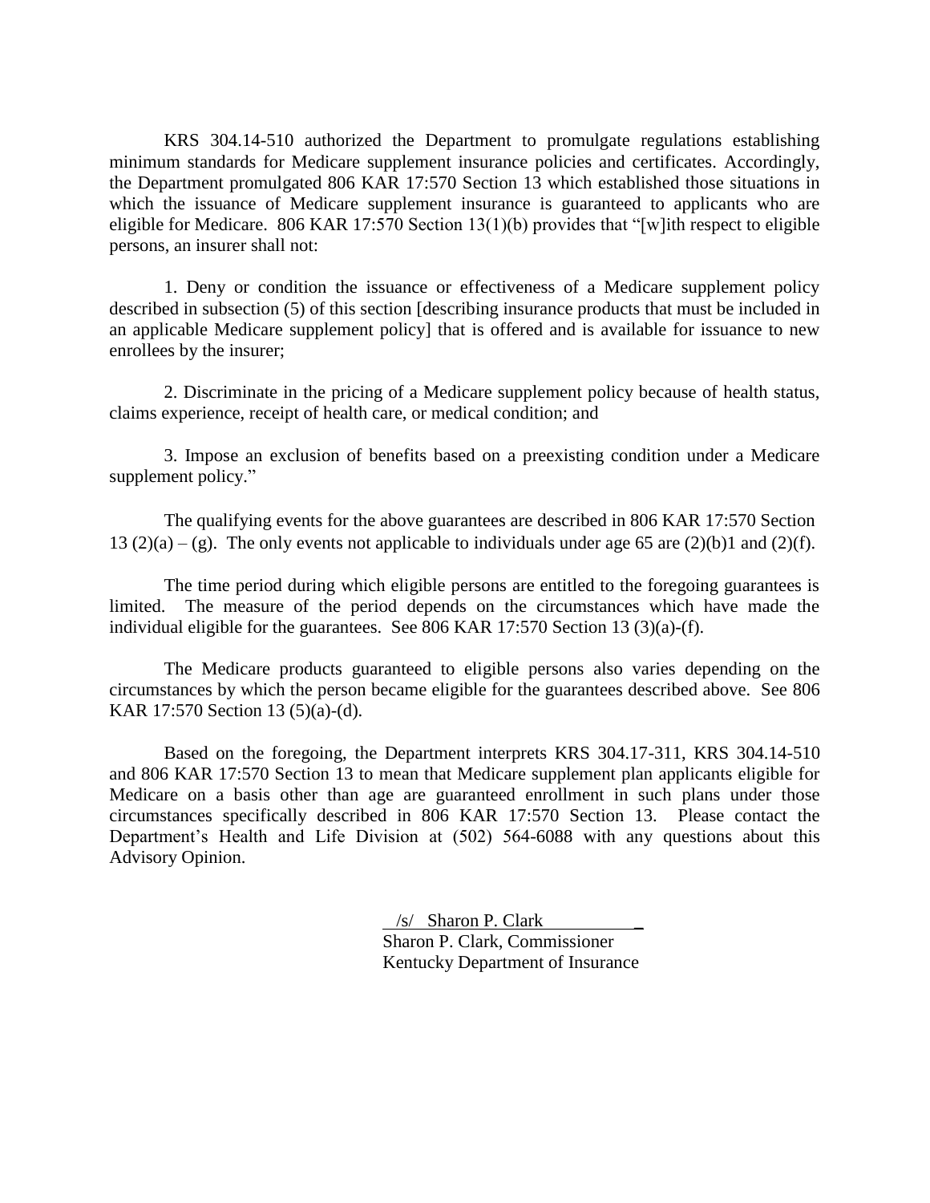KRS 304.14-510 authorized the Department to promulgate regulations establishing minimum standards for Medicare supplement insurance policies and certificates. Accordingly, the Department promulgated 806 KAR 17:570 Section 13 which established those situations in which the issuance of Medicare supplement insurance is guaranteed to applicants who are eligible for Medicare. 806 KAR 17:570 Section 13(1)(b) provides that "[w]ith respect to eligible persons, an insurer shall not:

1. Deny or condition the issuance or effectiveness of a Medicare supplement policy described in subsection (5) of this section [describing insurance products that must be included in an applicable Medicare supplement policy] that is offered and is available for issuance to new enrollees by the insurer;

2. Discriminate in the pricing of a Medicare supplement policy because of health status, claims experience, receipt of health care, or medical condition; and

3. Impose an exclusion of benefits based on a preexisting condition under a Medicare supplement policy."

The qualifying events for the above guarantees are described in 806 KAR 17:570 Section 13 (2)(a) – (g). The only events not applicable to individuals under age 65 are (2)(b)1 and (2)(f).

The time period during which eligible persons are entitled to the foregoing guarantees is limited. The measure of the period depends on the circumstances which have made the individual eligible for the guarantees. See 806 KAR 17:570 Section 13 (3)(a)-(f).

The Medicare products guaranteed to eligible persons also varies depending on the circumstances by which the person became eligible for the guarantees described above. See 806 KAR 17:570 Section 13 (5)(a)-(d).

Based on the foregoing, the Department interprets KRS 304.17-311, KRS 304.14-510 and 806 KAR 17:570 Section 13 to mean that Medicare supplement plan applicants eligible for Medicare on a basis other than age are guaranteed enrollment in such plans under those circumstances specifically described in 806 KAR 17:570 Section 13. Please contact the Department's Health and Life Division at (502) 564-6088 with any questions about this Advisory Opinion.

/s/ Sharon P. Clark
Sharon P. Clark, Commissioner
Kentucky Department of Insurance